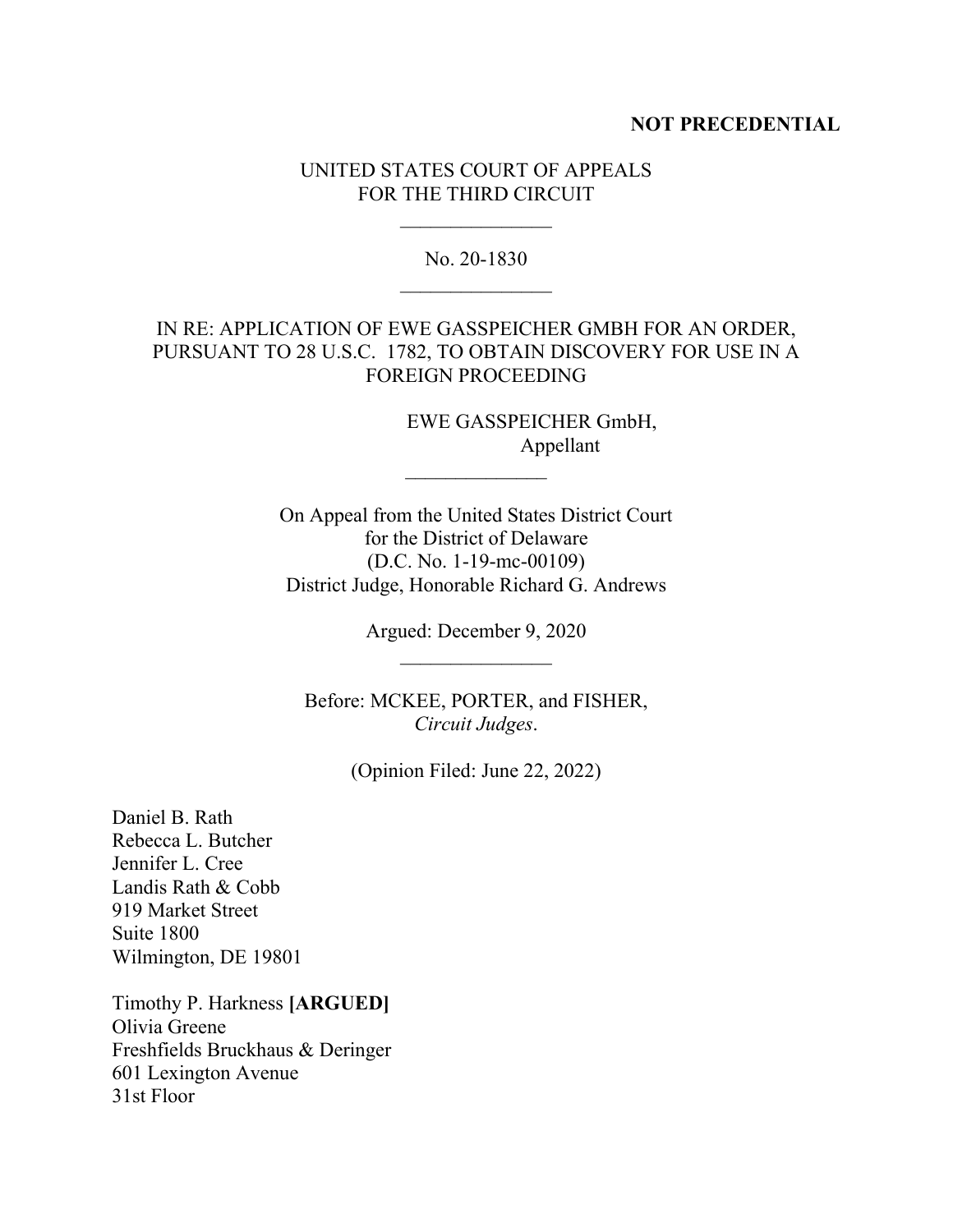**NOT PRECEDENTIAL**

UNITED STATES COURT OF APPEALS
FOR THE THIRD CIRCUIT

\_\_\_\_\_\_\_\_\_\_\_\_\_\_\_

No. 20-1830

\_\_\_\_\_\_\_\_\_\_\_\_\_\_\_

IN RE: APPLICATION OF EWE GASSPEICHER GMBH FOR AN ORDER, PURSUANT TO 28 U.S.C. 1782, TO OBTAIN DISCOVERY FOR USE IN A FOREIGN PROCEEDING

EWE GASSPEICHER GmbH,
Appellant

\_\_\_\_\_\_\_\_\_\_\_\_\_\_

On Appeal from the United States District Court
for the District of Delaware
(D.C. No. 1-19-mc-00109)
District Judge, Honorable Richard G. Andrews

Argued: December 9, 2020

\_\_\_\_\_\_\_\_\_\_\_\_\_\_\_

Before: MCKEE, PORTER, and FISHER,
*Circuit Judges*.

(Opinion Filed: June 22, 2022)

Daniel B. Rath
Rebecca L. Butcher
Jennifer L. Cree
Landis Rath & Cobb
919 Market Street
Suite 1800
Wilmington, DE 19801

Timothy P. Harkness **[ARGUED]**
Olivia Greene
Freshfields Bruckhaus & Deringer
601 Lexington Avenue
31st Floor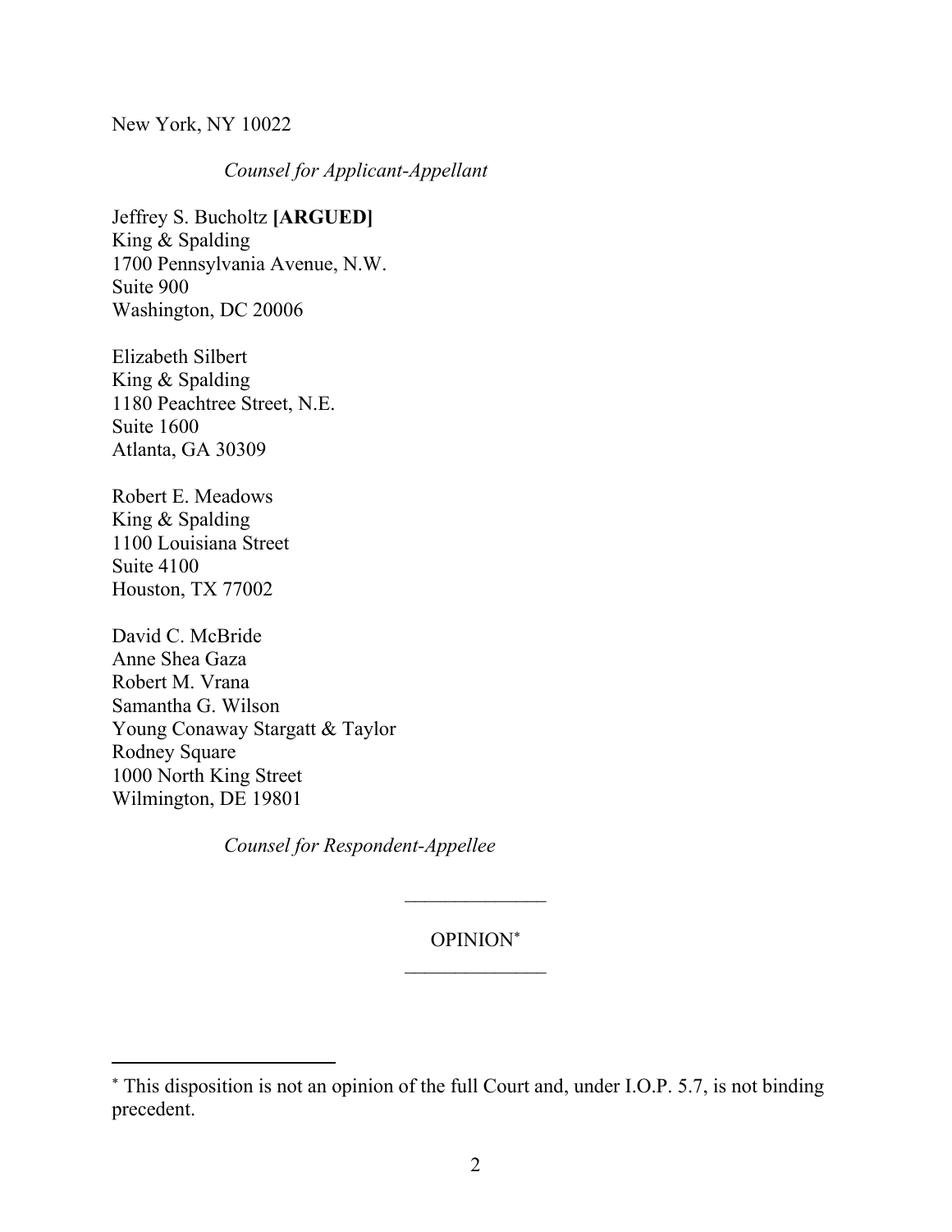New York, NY 10022

*Counsel for Applicant-Appellant*

Jeffrey S. Bucholtz **[ARGUED]**
King & Spalding
1700 Pennsylvania Avenue, N.W.
Suite 900
Washington, DC 20006

Elizabeth Silbert
King & Spalding
1180 Peachtree Street, N.E.
Suite 1600
Atlanta, GA 30309

Robert E. Meadows
King & Spalding
1100 Louisiana Street
Suite 4100
Houston, TX 77002

David C. McBride
Anne Shea Gaza
Robert M. Vrana
Samantha G. Wilson
Young Conaway Stargatt & Taylor
Rodney Square
1000 North King Street
Wilmington, DE 19801

*Counsel for Respondent-Appellee*

---

OPINION[*]

---

[*] This disposition is not an opinion of the full Court and, under I.O.P. 5.7, is not binding precedent.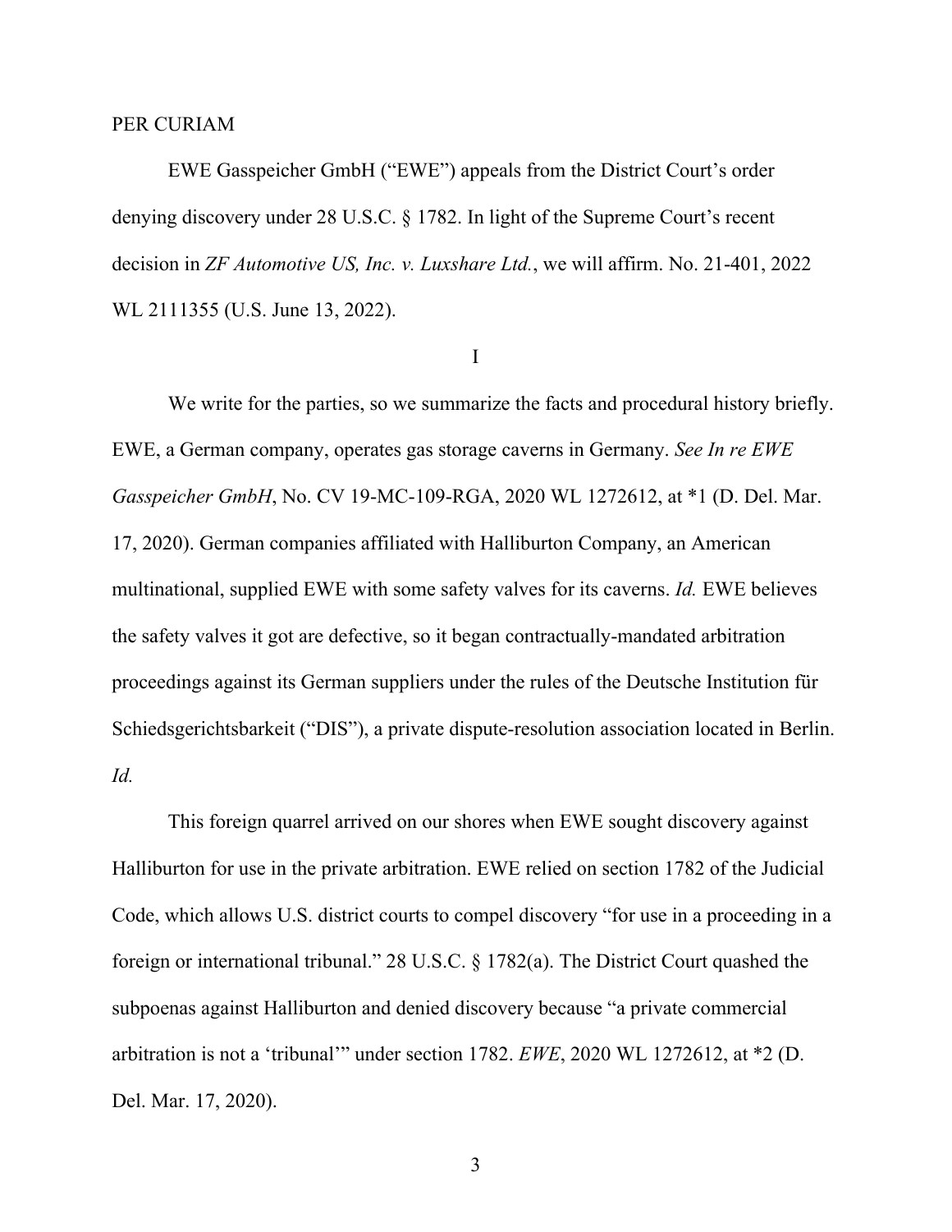PER CURIAM

EWE Gasspeicher GmbH ("EWE") appeals from the District Court's order denying discovery under 28 U.S.C. § 1782. In light of the Supreme Court's recent decision in *ZF Automotive US, Inc. v. Luxshare Ltd.*, we will affirm. No. 21-401, 2022 WL 2111355 (U.S. June 13, 2022).

I

We write for the parties, so we summarize the facts and procedural history briefly. EWE, a German company, operates gas storage caverns in Germany. *See In re EWE Gasspeicher GmbH*, No. CV 19-MC-109-RGA, 2020 WL 1272612, at *1 (D. Del. Mar. 17, 2020). German companies affiliated with Halliburton Company, an American multinational, supplied EWE with some safety valves for its caverns. *Id.* EWE believes the safety valves it got are defective, so it began contractually-mandated arbitration proceedings against its German suppliers under the rules of the Deutsche Institution für Schiedsgerichtsbarkeit ("DIS"), a private dispute-resolution association located in Berlin. *Id.*

This foreign quarrel arrived on our shores when EWE sought discovery against Halliburton for use in the private arbitration. EWE relied on section 1782 of the Judicial Code, which allows U.S. district courts to compel discovery "for use in a proceeding in a foreign or international tribunal." 28 U.S.C. § 1782(a). The District Court quashed the subpoenas against Halliburton and denied discovery because "a private commercial arbitration is not a 'tribunal'" under section 1782. *EWE*, 2020 WL 1272612, at *2 (D. Del. Mar. 17, 2020).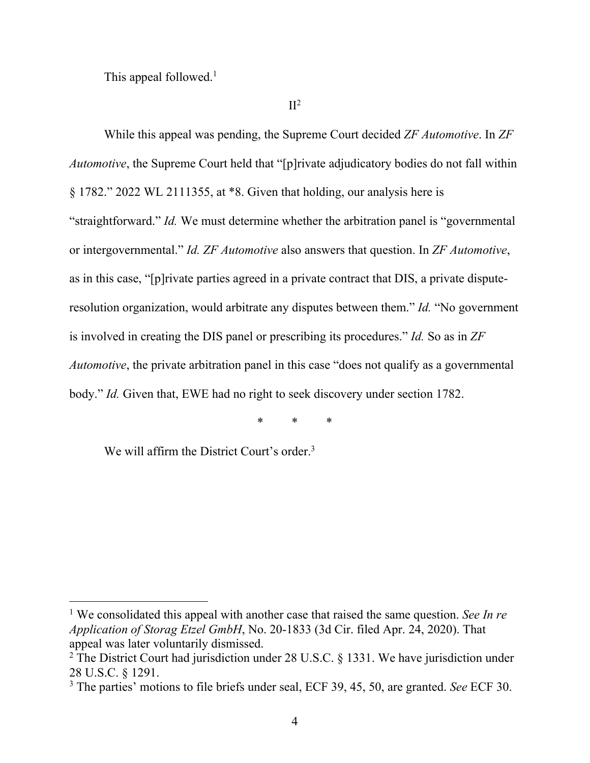This appeal followed.[1]

II[2]

While this appeal was pending, the Supreme Court decided *ZF Automotive*. In *ZF Automotive*, the Supreme Court held that "[p]rivate adjudicatory bodies do not fall within § 1782." 2022 WL 2111355, at *8. Given that holding, our analysis here is "straightforward." *Id.* We must determine whether the arbitration panel is "governmental or intergovernmental." *Id. ZF Automotive* also answers that question. In *ZF Automotive*, as in this case, "[p]rivate parties agreed in a private contract that DIS, a private dispute-resolution organization, would arbitrate any disputes between them." *Id.* "No government is involved in creating the DIS panel or prescribing its procedures." *Id.* So as in *ZF Automotive*, the private arbitration panel in this case "does not qualify as a governmental body." *Id.* Given that, EWE had no right to seek discovery under section 1782.

\* \* \*

We will affirm the District Court's order.[3]

---

[1] We consolidated this appeal with another case that raised the same question. *See In re Application of Storag Etzel GmbH*, No. 20-1833 (3d Cir. filed Apr. 24, 2020). That appeal was later voluntarily dismissed.

[2] The District Court had jurisdiction under 28 U.S.C. § 1331. We have jurisdiction under 28 U.S.C. § 1291.

[3] The parties' motions to file briefs under seal, ECF 39, 45, 50, are granted. *See* ECF 30.